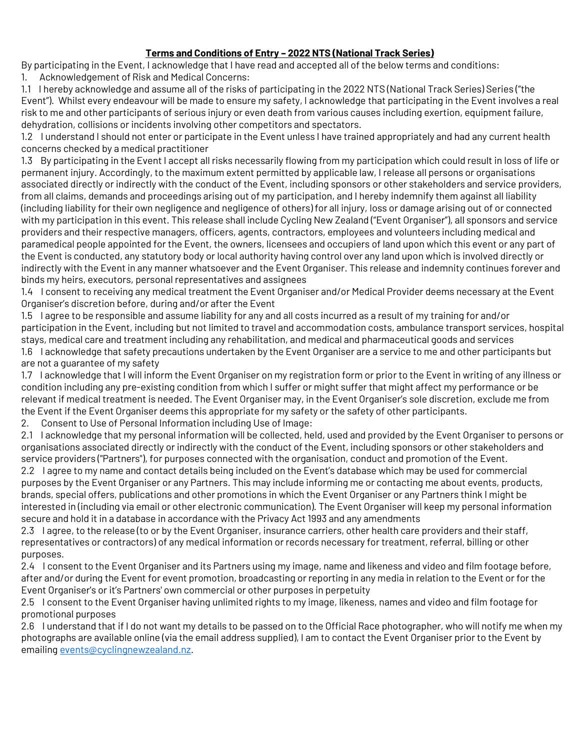**Terms and Conditions of Entry – 2022 NTS (National Track Series)**

By participating in the Event, I acknowledge that I have read and accepted all of the below terms and conditions:

1. Acknowledgement of Risk and Medical Concerns:

1.1 I hereby acknowledge and assume all of the risks of participating in the 2022 NTS (National Track Series) Series ("the Event"). Whilst every endeavour will be made to ensure my safety, I acknowledge that participating in the Event involves a real risk to me and other participants of serious injury or even death from various causes including exertion, equipment failure, dehydration, collisions or incidents involving other competitors and spectators.

1.2 I understand I should not enter or participate in the Event unless I have trained appropriately and had any current health concerns checked by a medical practitioner

1.3 By participating in the Event I accept all risks necessarily flowing from my participation which could result in loss of life or permanent injury. Accordingly, to the maximum extent permitted by applicable law, I release all persons or organisations associated directly or indirectly with the conduct of the Event, including sponsors or other stakeholders and service providers, from all claims, demands and proceedings arising out of my participation, and I hereby indemnify them against all liability (including liability for their own negligence and negligence of others) for all injury, loss or damage arising out of or connected with my participation in this event. This release shall include Cycling New Zealand ("Event Organiser"), all sponsors and service providers and their respective managers, officers, agents, contractors, employees and volunteers including medical and paramedical people appointed for the Event, the owners, licensees and occupiers of land upon which this event or any part of the Event is conducted, any statutory body or local authority having control over any land upon which is involved directly or indirectly with the Event in any manner whatsoever and the Event Organiser. This release and indemnity continues forever and binds my heirs, executors, personal representatives and assignees

1.4 I consent to receiving any medical treatment the Event Organiser and/or Medical Provider deems necessary at the Event Organiser's discretion before, during and/or after the Event

1.5 I agree to be responsible and assume liability for any and all costs incurred as a result of my training for and/or participation in the Event, including but not limited to travel and accommodation costs, ambulance transport services, hospital stays, medical care and treatment including any rehabilitation, and medical and pharmaceutical goods and services

1.6 I acknowledge that safety precautions undertaken by the Event Organiser are a service to me and other participants but are not a guarantee of my safety

1.7 I acknowledge that I will inform the Event Organiser on my registration form or prior to the Event in writing of any illness or condition including any pre-existing condition from which I suffer or might suffer that might affect my performance or be relevant if medical treatment is needed. The Event Organiser may, in the Event Organiser's sole discretion, exclude me from the Event if the Event Organiser deems this appropriate for my safety or the safety of other participants.

2. Consent to Use of Personal Information including Use of Image:

2.1 I acknowledge that my personal information will be collected, held, used and provided by the Event Organiser to persons or organisations associated directly or indirectly with the conduct of the Event, including sponsors or other stakeholders and service providers ("Partners"), for purposes connected with the organisation, conduct and promotion of the Event.

2.2 I agree to my name and contact details being included on the Event's database which may be used for commercial purposes by the Event Organiser or any Partners. This may include informing me or contacting me about events, products, brands, special offers, publications and other promotions in which the Event Organiser or any Partners think I might be interested in (including via email or other electronic communication). The Event Organiser will keep my personal information secure and hold it in a database in accordance with the Privacy Act 1993 and any amendments

2.3 I agree, to the release (to or by the Event Organiser, insurance carriers, other health care providers and their staff, representatives or contractors) of any medical information or records necessary for treatment, referral, billing or other purposes.

2.4 I consent to the Event Organiser and its Partners using my image, name and likeness and video and film footage before, after and/or during the Event for event promotion, broadcasting or reporting in any media in relation to the Event or for the Event Organiser's or it's Partners' own commercial or other purposes in perpetuity

2.5 I consent to the Event Organiser having unlimited rights to my image, likeness, names and video and film footage for promotional purposes

2.6 I understand that if I do not want my details to be passed on to the Official Race photographer, who will notify me when my photographs are available online (via the email address supplied), I am to contact the Event Organiser prior to the Event by emailing events@cyclingnewzealand.nz.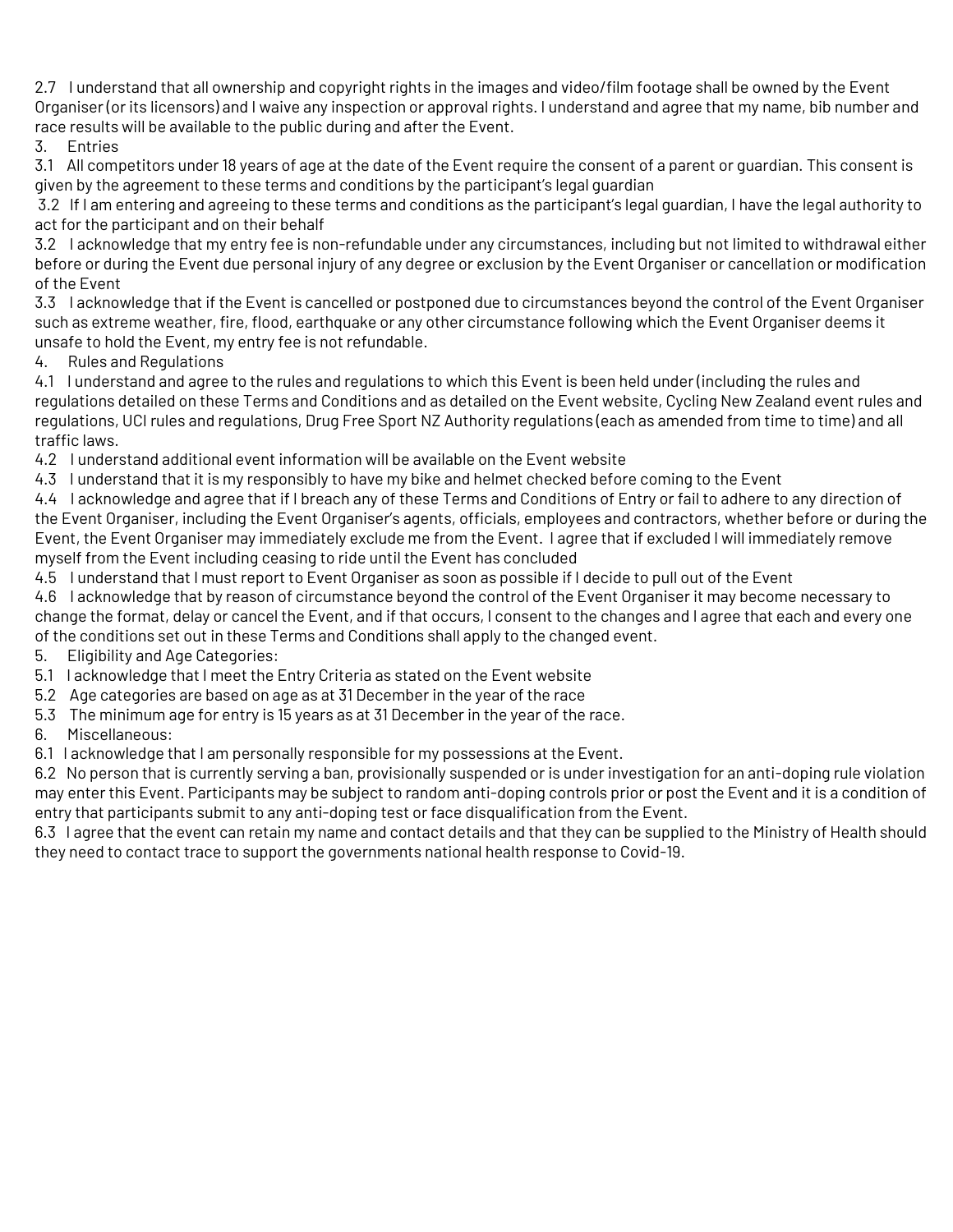2.7 I understand that all ownership and copyright rights in the images and video/film footage shall be owned by the Event Organiser (or its licensors) and I waive any inspection or approval rights. I understand and agree that my name, bib number and race results will be available to the public during and after the Event.

3. Entries

3.1 All competitors under 18 years of age at the date of the Event require the consent of a parent or guardian. This consent is given by the agreement to these terms and conditions by the participant's legal guardian

3.2 If I am entering and agreeing to these terms and conditions as the participant's legal guardian, I have the legal authority to act for the participant and on their behalf

3.2 I acknowledge that my entry fee is non-refundable under any circumstances, including but not limited to withdrawal either before or during the Event due personal injury of any degree or exclusion by the Event Organiser or cancellation or modification of the Event

3.3 I acknowledge that if the Event is cancelled or postponed due to circumstances beyond the control of the Event Organiser such as extreme weather, fire, flood, earthquake or any other circumstance following which the Event Organiser deems it unsafe to hold the Event, my entry fee is not refundable.

4. Rules and Regulations

4.1 I understand and agree to the rules and regulations to which this Event is been held under (including the rules and regulations detailed on these Terms and Conditions and as detailed on the Event website, Cycling New Zealand event rules and regulations, UCI rules and regulations, Drug Free Sport NZ Authority regulations (each as amended from time to time) and all traffic laws.

4.2 I understand additional event information will be available on the Event website

4.3 I understand that it is my responsibly to have my bike and helmet checked before coming to the Event

4.4 I acknowledge and agree that if I breach any of these Terms and Conditions of Entry or fail to adhere to any direction of the Event Organiser, including the Event Organiser's agents, officials, employees and contractors, whether before or during the Event, the Event Organiser may immediately exclude me from the Event. I agree that if excluded I will immediately remove myself from the Event including ceasing to ride until the Event has concluded

4.5 I understand that I must report to Event Organiser as soon as possible if I decide to pull out of the Event

4.6 I acknowledge that by reason of circumstance beyond the control of the Event Organiser it may become necessary to change the format, delay or cancel the Event, and if that occurs, I consent to the changes and I agree that each and every one of the conditions set out in these Terms and Conditions shall apply to the changed event.

5. Eligibility and Age Categories:

5.1 I acknowledge that I meet the Entry Criteria as stated on the Event website

5.2 Age categories are based on age as at 31 December in the year of the race

5.3 The minimum age for entry is 15 years as at 31 December in the year of the race.

6. Miscellaneous:

6.1 I acknowledge that I am personally responsible for my possessions at the Event.

6.2 No person that is currently serving a ban, provisionally suspended or is under investigation for an anti-doping rule violation may enter this Event. Participants may be subject to random anti-doping controls prior or post the Event and it is a condition of entry that participants submit to any anti-doping test or face disqualification from the Event.

6.3 I agree that the event can retain my name and contact details and that they can be supplied to the Ministry of Health should they need to contact trace to support the governments national health response to Covid-19.